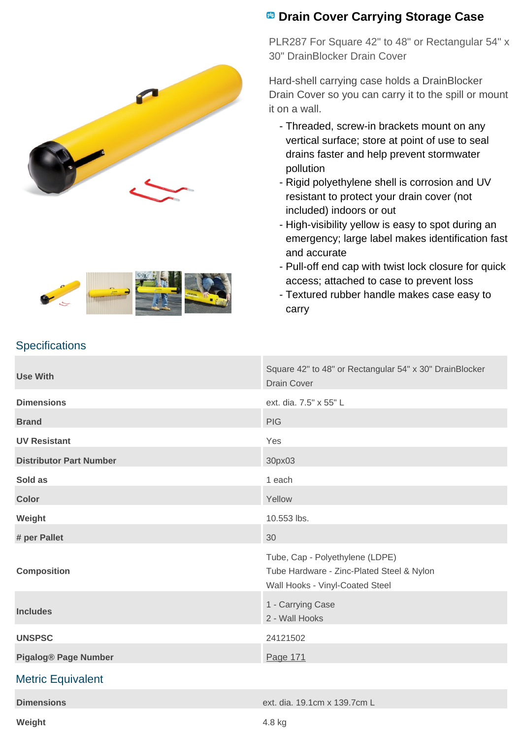# Drain Cover Carrying Storage Case

PLR287 For Square 42" to 48" or Rectangular 54" x 30" DrainBlocker Drain Cover

Hard-shell carrying case holds a DrainBlocker Drain Cover so you can carry it to the spill or mount it on a wall.

- Threaded, screw-in brackets mount on any vertical surface; store at point of use to seal drains faster and help prevent stormwater pollution
- Rigid polyethylene shell is corrosion and UV resistant to protect your drain cover (not included) indoors or out
- High-visibility yellow is easy to spot during an emergency; large label makes identification fast and accurate
- Pull-off end cap with twist lock closure for quick access; attached to case to prevent loss
- Textured rubber handle makes case easy to carry

## Specifications

| | |
|---|---|
| **Use With** | Square 42" to 48" or Rectangular 54" x 30" DrainBlocker Drain Cover |
| **Dimensions** | ext. dia. 7.5" x 55" L |
| **Brand** | PIG |
| **UV Resistant** | Yes |
| **Distributor Part Number** | 30px03 |
| **Sold as** | 1 each |
| **Color** | Yellow |
| **Weight** | 10.553 lbs. |
| **# per Pallet** | 30 |
| **Composition** | Tube, Cap - Polyethylene (LDPE)<br>Tube Hardware - Zinc-Plated Steel & Nylon<br>Wall Hooks - Vinyl-Coated Steel |
| **Includes** | 1 - Carrying Case<br>2 - Wall Hooks |
| **UNSPSC** | 24121502 |
| **Pigalog® Page Number** | Page 171 |

## Metric Equivalent

| | |
|---|---|
| **Dimensions** | ext. dia. 19.1cm x 139.7cm L |
| **Weight** | 4.8 kg |